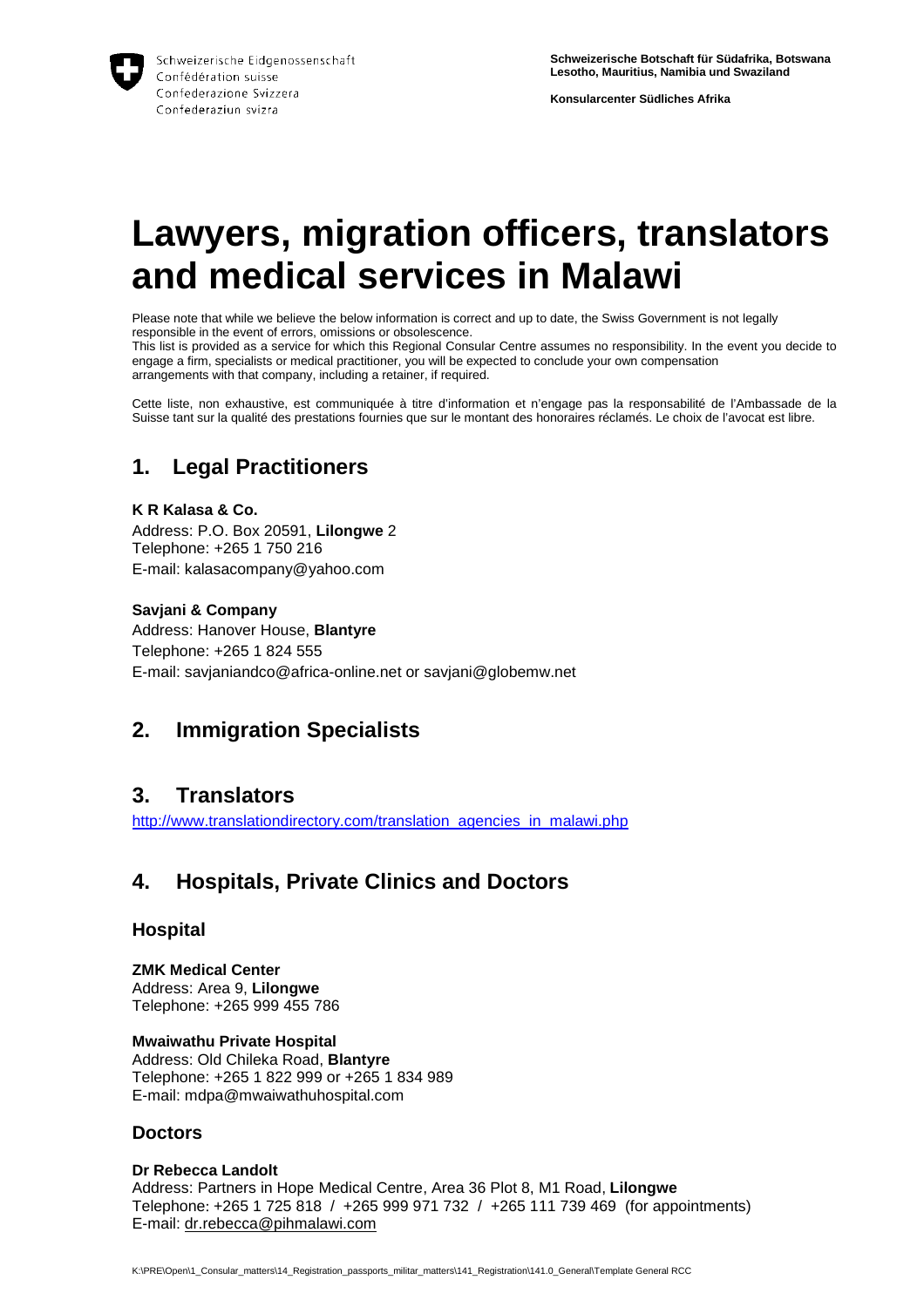Schweizerische Eidgenossenschaft
Confédération suisse
Confederazione Svizzera
Confederaziun svizra

**Schweizerische Botschaft für Südafrika, Botswana Lesotho, Mauritius, Namibia und Swaziland**

**Konsularcenter Südliches Afrika**

# Lawyers, migration officers, translators and medical services in Malawi

Please note that while we believe the below information is correct and up to date, the Swiss Government is not legally responsible in the event of errors, omissions or obsolescence.
This list is provided as a service for which this Regional Consular Centre assumes no responsibility. In the event you decide to engage a firm, specialists or medical practitioner, you will be expected to conclude your own compensation arrangements with that company, including a retainer, if required.

Cette liste, non exhaustive, est communiquée à titre d'information et n'engage pas la responsabilité de l'Ambassade de la Suisse tant sur la qualité des prestations fournies que sur le montant des honoraires réclamés. Le choix de l'avocat est libre.

## 1. Legal Practitioners

**K R Kalasa & Co.**
Address: P.O. Box 20591, **Lilongwe** 2
Telephone: +265 1 750 216
E-mail: kalasacompany@yahoo.com

**Savjani & Company**
Address: Hanover House, **Blantyre**
Telephone: +265 1 824 555
E-mail: savjaniandco@africa-online.net or savjani@globemw.net

## 2. Immigration Specialists

## 3. Translators

http://www.translationdirectory.com/translation_agencies_in_malawi.php

## 4. Hospitals, Private Clinics and Doctors

### Hospital

**ZMK Medical Center**
Address: Area 9, **Lilongwe**
Telephone: +265 999 455 786

**Mwaiwathu Private Hospital**
Address: Old Chileka Road, **Blantyre**
Telephone: +265 1 822 999 or +265 1 834 989
E-mail: mdpa@mwaiwathuhospital.com

### Doctors

**Dr Rebecca Landolt**
Address: Partners in Hope Medical Centre, Area 36 Plot 8, M1 Road, **Lilongwe**
Telephone: +265 1 725 818 / +265 999 971 732 / +265 111 739 469 (for appointments)
E-mail: dr.rebecca@pihmalawi.com

K:\PRE\Open\1_Consular_matters\14_Registration_passports_militar_matters\141_Registration\141.0_General\Template General RCC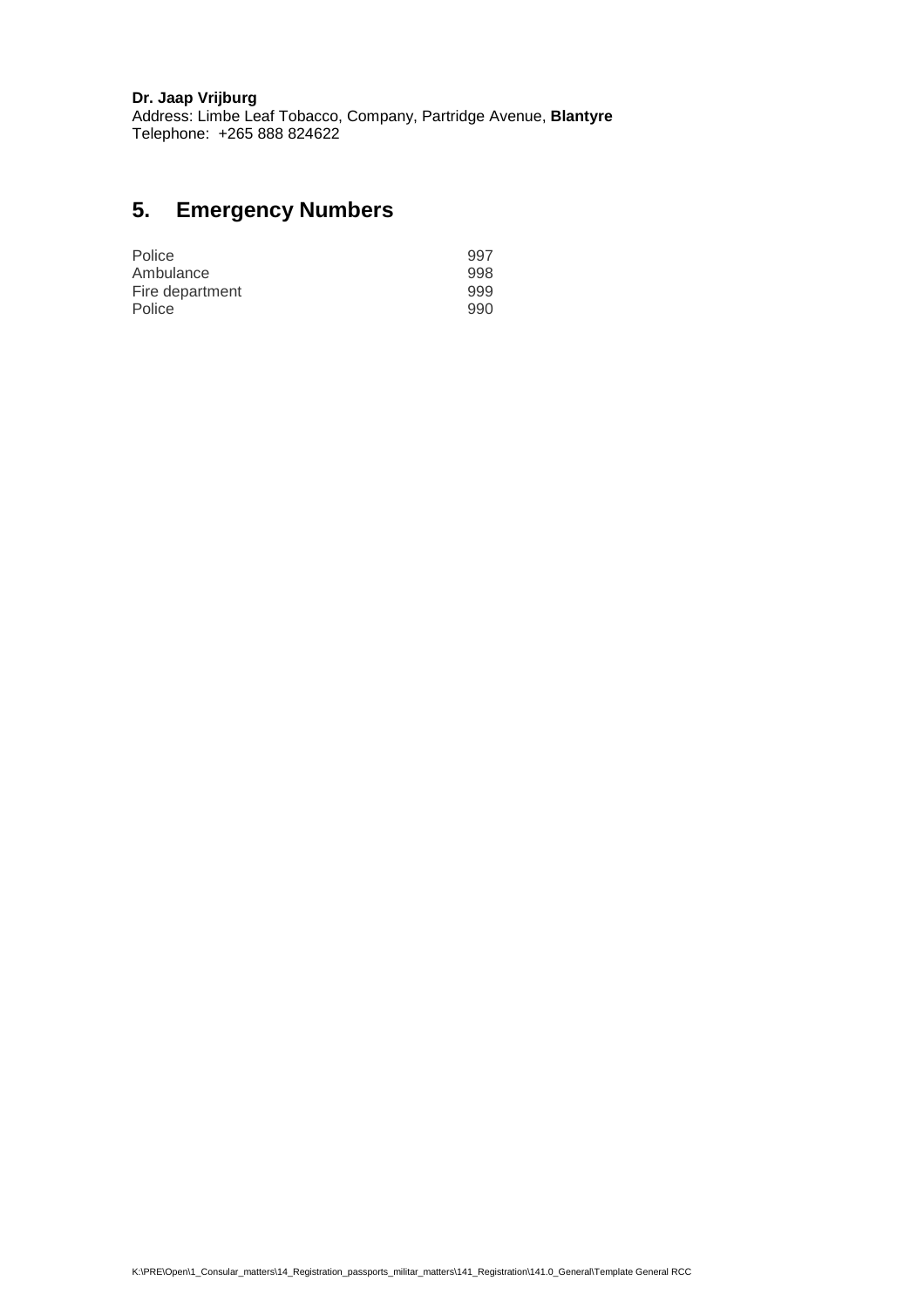**Dr. Jaap Vrijburg**
Address: Limbe Leaf Tobacco, Company, Partridge Avenue, **Blantyre**
Telephone: +265 888 824622

## 5. Emergency Numbers

| | |
|---|---|
| Police | 997 |
| Ambulance | 998 |
| Fire department | 999 |
| Police | 990 |

K:\PRE\Open\1_Consular_matters\14_Registration_passports_militar_matters\141_Registration\141.0_General\Template General RCC